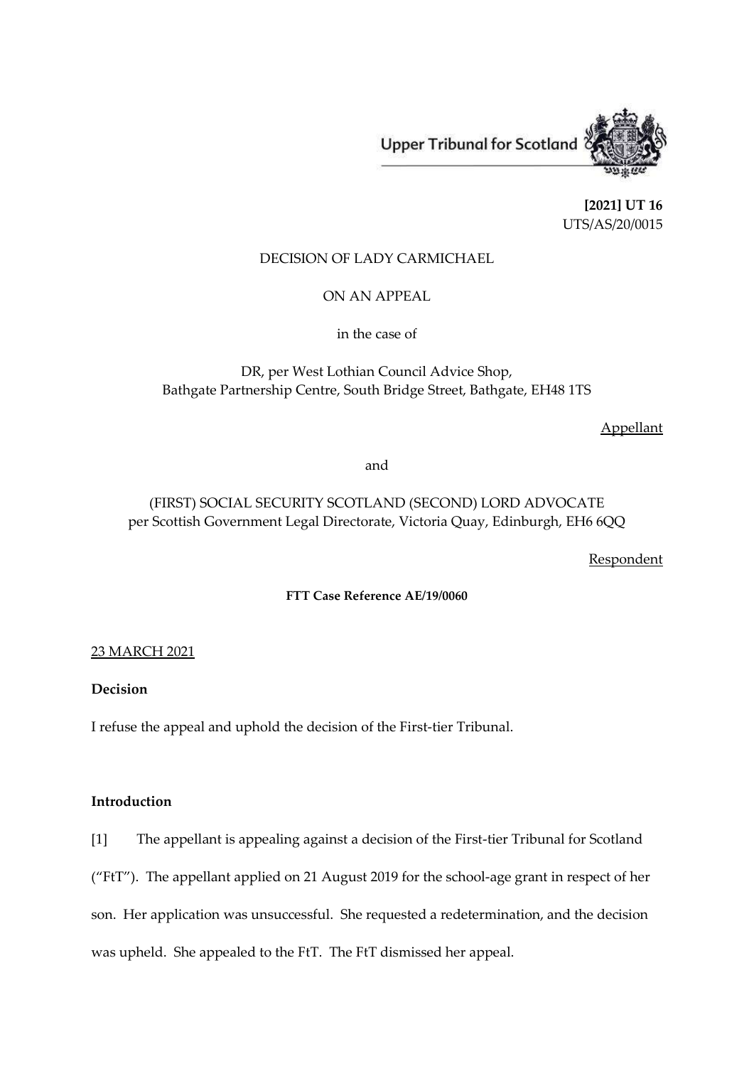Upper Tribunal for Scotland

**[2021] UT 16**
UTS/AS/20/0015

DECISION OF LADY CARMICHAEL

ON AN APPEAL

in the case of

DR, per West Lothian Council Advice Shop,
Bathgate Partnership Centre, South Bridge Street, Bathgate, EH48 1TS

<u>Appellant</u>

and

(FIRST) SOCIAL SECURITY SCOTLAND (SECOND) LORD ADVOCATE
per Scottish Government Legal Directorate, Victoria Quay, Edinburgh, EH6 6QQ

<u>Respondent</u>

**FTT Case Reference AE/19/0060**

<u>23 MARCH 2021</u>

**Decision**

I refuse the appeal and uphold the decision of the First-tier Tribunal.

**Introduction**

[1] The appellant is appealing against a decision of the First-tier Tribunal for Scotland ("FtT"). The appellant applied on 21 August 2019 for the school-age grant in respect of her son. Her application was unsuccessful. She requested a redetermination, and the decision was upheld. She appealed to the FtT. The FtT dismissed her appeal.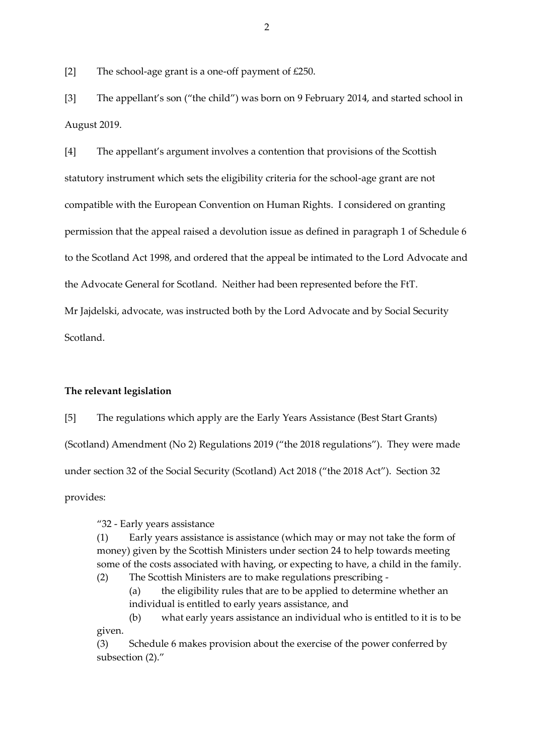[2] The school-age grant is a one-off payment of £250.

[3] The appellant's son ("the child") was born on 9 February 2014, and started school in August 2019.

[4] The appellant's argument involves a contention that provisions of the Scottish statutory instrument which sets the eligibility criteria for the school-age grant are not compatible with the European Convention on Human Rights. I considered on granting permission that the appeal raised a devolution issue as defined in paragraph 1 of Schedule 6 to the Scotland Act 1998, and ordered that the appeal be intimated to the Lord Advocate and the Advocate General for Scotland. Neither had been represented before the FtT. Mr Jajdelski, advocate, was instructed both by the Lord Advocate and by Social Security Scotland.

**The relevant legislation**

[5] The regulations which apply are the Early Years Assistance (Best Start Grants) (Scotland) Amendment (No 2) Regulations 2019 ("the 2018 regulations"). They were made under section 32 of the Social Security (Scotland) Act 2018 ("the 2018 Act"). Section 32 provides:

> "32 - Early years assistance
>
> (1) Early years assistance is assistance (which may or may not take the form of money) given by the Scottish Ministers under section 24 to help towards meeting some of the costs associated with having, or expecting to have, a child in the family.
>
> (2) The Scottish Ministers are to make regulations prescribing -
>
> (a) the eligibility rules that are to be applied to determine whether an individual is entitled to early years assistance, and
>
> (b) what early years assistance an individual who is entitled to it is to be given.
>
> (3) Schedule 6 makes provision about the exercise of the power conferred by subsection (2)."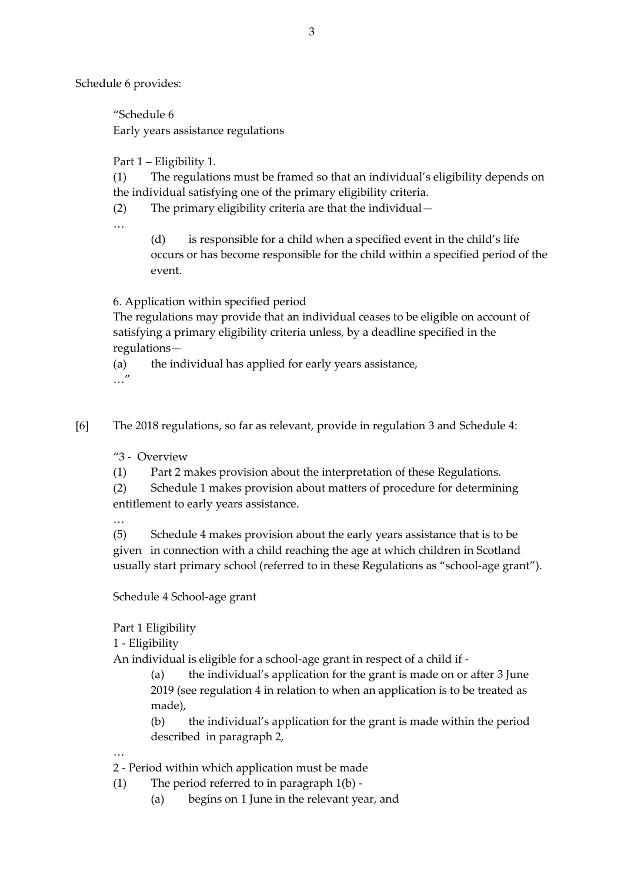Schedule 6 provides:

> "Schedule 6
> Early years assistance regulations
>
> Part 1 – Eligibility 1.
>
> (1) The regulations must be framed so that an individual's eligibility depends on the individual satisfying one of the primary eligibility criteria.
>
> (2) The primary eligibility criteria are that the individual—
>
> …
>
> > (d) is responsible for a child when a specified event in the child's life occurs or has become responsible for the child within a specified period of the event.
>
> 6. Application within specified period
>
> The regulations may provide that an individual ceases to be eligible on account of satisfying a primary eligibility criteria unless, by a deadline specified in the regulations—
>
> (a) the individual has applied for early years assistance,
>
> …"

[6] The 2018 regulations, so far as relevant, provide in regulation 3 and Schedule 4:

> "3 - Overview
>
> (1) Part 2 makes provision about the interpretation of these Regulations.
>
> (2) Schedule 1 makes provision about matters of procedure for determining entitlement to early years assistance.
>
> …
>
> (5) Schedule 4 makes provision about the early years assistance that is to be given in connection with a child reaching the age at which children in Scotland usually start primary school (referred to in these Regulations as "school-age grant").
>
> Schedule 4 School-age grant
>
> Part 1 Eligibility
>
> 1 - Eligibility
>
> An individual is eligible for a school-age grant in respect of a child if -
>
> > (a) the individual's application for the grant is made on or after 3 June 2019 (see regulation 4 in relation to when an application is to be treated as made),
> >
> > (b) the individual's application for the grant is made within the period described in paragraph 2,
>
> …
>
> 2 - Period within which application must be made
>
> (1) The period referred to in paragraph 1(b) -
>
> > (a) begins on 1 June in the relevant year, and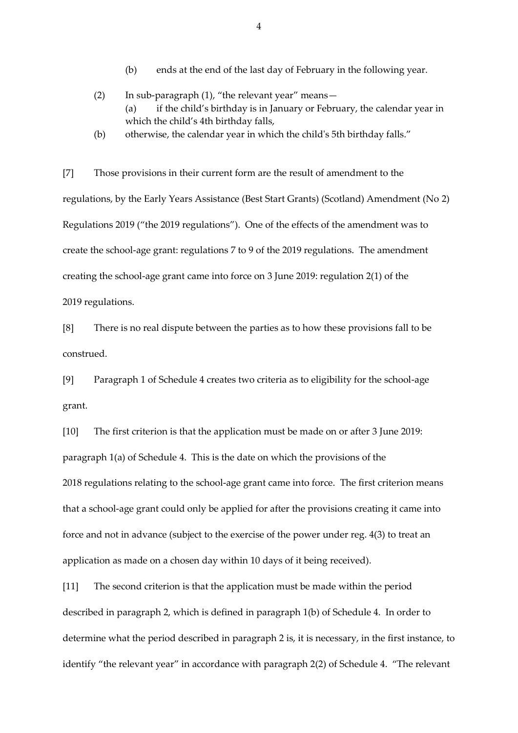(b) ends at the end of the last day of February in the following year.

(2) In sub-paragraph (1), "the relevant year" means—
(a) if the child's birthday is in January or February, the calendar year in which the child's 4th birthday falls,
(b) otherwise, the calendar year in which the child's 5th birthday falls."

[7] Those provisions in their current form are the result of amendment to the regulations, by the Early Years Assistance (Best Start Grants) (Scotland) Amendment (No 2) Regulations 2019 ("the 2019 regulations"). One of the effects of the amendment was to create the school-age grant: regulations 7 to 9 of the 2019 regulations. The amendment creating the school-age grant came into force on 3 June 2019: regulation 2(1) of the 2019 regulations.

[8] There is no real dispute between the parties as to how these provisions fall to be construed.

[9] Paragraph 1 of Schedule 4 creates two criteria as to eligibility for the school-age grant.

[10] The first criterion is that the application must be made on or after 3 June 2019: paragraph 1(a) of Schedule 4. This is the date on which the provisions of the 2018 regulations relating to the school-age grant came into force. The first criterion means that a school-age grant could only be applied for after the provisions creating it came into force and not in advance (subject to the exercise of the power under reg. 4(3) to treat an application as made on a chosen day within 10 days of it being received).

[11] The second criterion is that the application must be made within the period described in paragraph 2, which is defined in paragraph 1(b) of Schedule 4. In order to determine what the period described in paragraph 2 is, it is necessary, in the first instance, to identify "the relevant year" in accordance with paragraph 2(2) of Schedule 4. "The relevant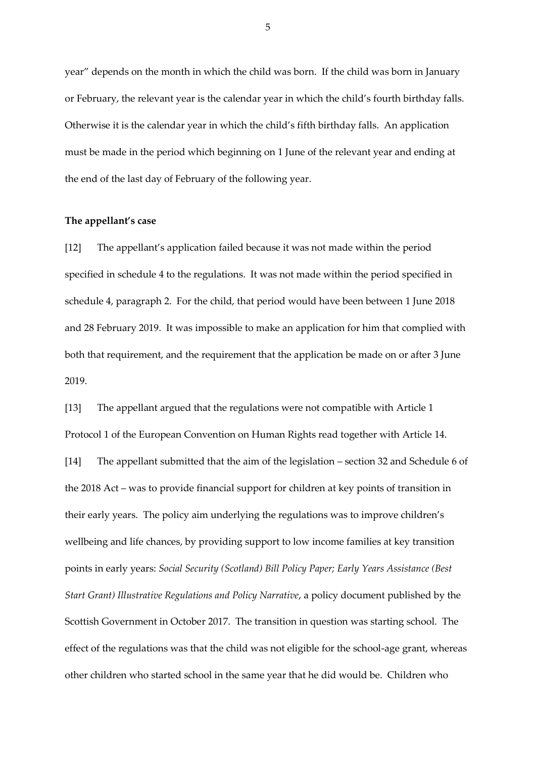year" depends on the month in which the child was born. If the child was born in January or February, the relevant year is the calendar year in which the child's fourth birthday falls. Otherwise it is the calendar year in which the child's fifth birthday falls. An application must be made in the period which beginning on 1 June of the relevant year and ending at the end of the last day of February of the following year.

**The appellant's case**

[12] The appellant's application failed because it was not made within the period specified in schedule 4 to the regulations. It was not made within the period specified in schedule 4, paragraph 2. For the child, that period would have been between 1 June 2018 and 28 February 2019. It was impossible to make an application for him that complied with both that requirement, and the requirement that the application be made on or after 3 June 2019.

[13] The appellant argued that the regulations were not compatible with Article 1 Protocol 1 of the European Convention on Human Rights read together with Article 14.

[14] The appellant submitted that the aim of the legislation – section 32 and Schedule 6 of the 2018 Act – was to provide financial support for children at key points of transition in their early years. The policy aim underlying the regulations was to improve children's wellbeing and life chances, by providing support to low income families at key transition points in early years: *Social Security (Scotland) Bill Policy Paper; Early Years Assistance (Best Start Grant) Illustrative Regulations and Policy Narrative*, a policy document published by the Scottish Government in October 2017. The transition in question was starting school. The effect of the regulations was that the child was not eligible for the school-age grant, whereas other children who started school in the same year that he did would be. Children who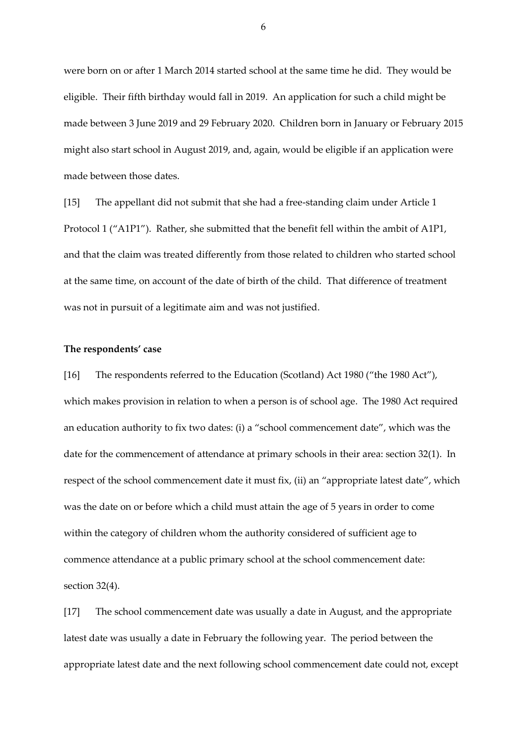were born on or after 1 March 2014 started school at the same time he did. They would be eligible. Their fifth birthday would fall in 2019. An application for such a child might be made between 3 June 2019 and 29 February 2020. Children born in January or February 2015 might also start school in August 2019, and, again, would be eligible if an application were made between those dates.

[15] The appellant did not submit that she had a free-standing claim under Article 1 Protocol 1 ("A1P1"). Rather, she submitted that the benefit fell within the ambit of A1P1, and that the claim was treated differently from those related to children who started school at the same time, on account of the date of birth of the child. That difference of treatment was not in pursuit of a legitimate aim and was not justified.

**The respondents' case**

[16] The respondents referred to the Education (Scotland) Act 1980 ("the 1980 Act"), which makes provision in relation to when a person is of school age. The 1980 Act required an education authority to fix two dates: (i) a "school commencement date", which was the date for the commencement of attendance at primary schools in their area: section 32(1). In respect of the school commencement date it must fix, (ii) an "appropriate latest date", which was the date on or before which a child must attain the age of 5 years in order to come within the category of children whom the authority considered of sufficient age to commence attendance at a public primary school at the school commencement date: section 32(4).

[17] The school commencement date was usually a date in August, and the appropriate latest date was usually a date in February the following year. The period between the appropriate latest date and the next following school commencement date could not, except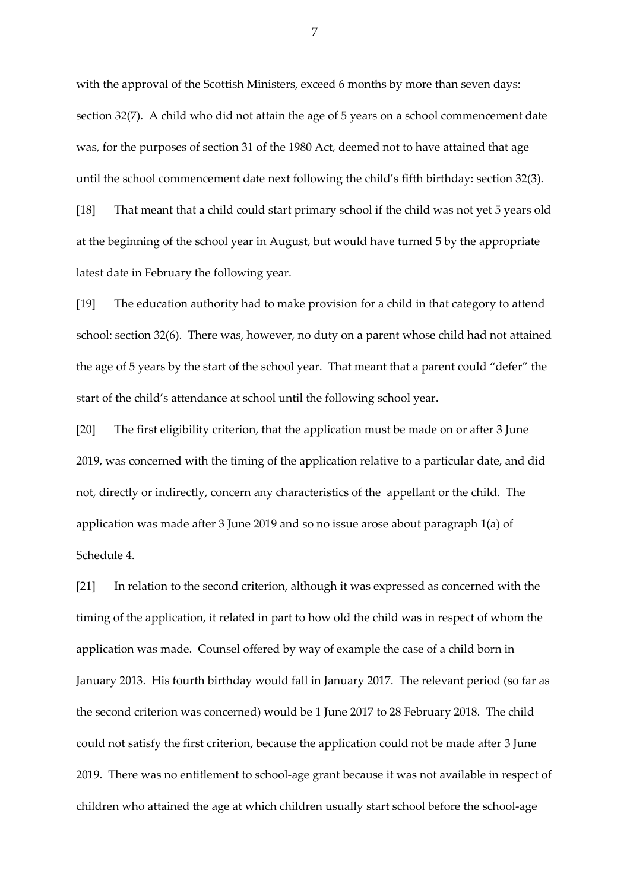with the approval of the Scottish Ministers, exceed 6 months by more than seven days: section 32(7). A child who did not attain the age of 5 years on a school commencement date was, for the purposes of section 31 of the 1980 Act, deemed not to have attained that age until the school commencement date next following the child's fifth birthday: section 32(3).

[18] That meant that a child could start primary school if the child was not yet 5 years old at the beginning of the school year in August, but would have turned 5 by the appropriate latest date in February the following year.

[19] The education authority had to make provision for a child in that category to attend school: section 32(6). There was, however, no duty on a parent whose child had not attained the age of 5 years by the start of the school year. That meant that a parent could "defer" the start of the child's attendance at school until the following school year.

[20] The first eligibility criterion, that the application must be made on or after 3 June 2019, was concerned with the timing of the application relative to a particular date, and did not, directly or indirectly, concern any characteristics of the appellant or the child. The application was made after 3 June 2019 and so no issue arose about paragraph 1(a) of Schedule 4.

[21] In relation to the second criterion, although it was expressed as concerned with the timing of the application, it related in part to how old the child was in respect of whom the application was made. Counsel offered by way of example the case of a child born in January 2013. His fourth birthday would fall in January 2017. The relevant period (so far as the second criterion was concerned) would be 1 June 2017 to 28 February 2018. The child could not satisfy the first criterion, because the application could not be made after 3 June 2019. There was no entitlement to school-age grant because it was not available in respect of children who attained the age at which children usually start school before the school-age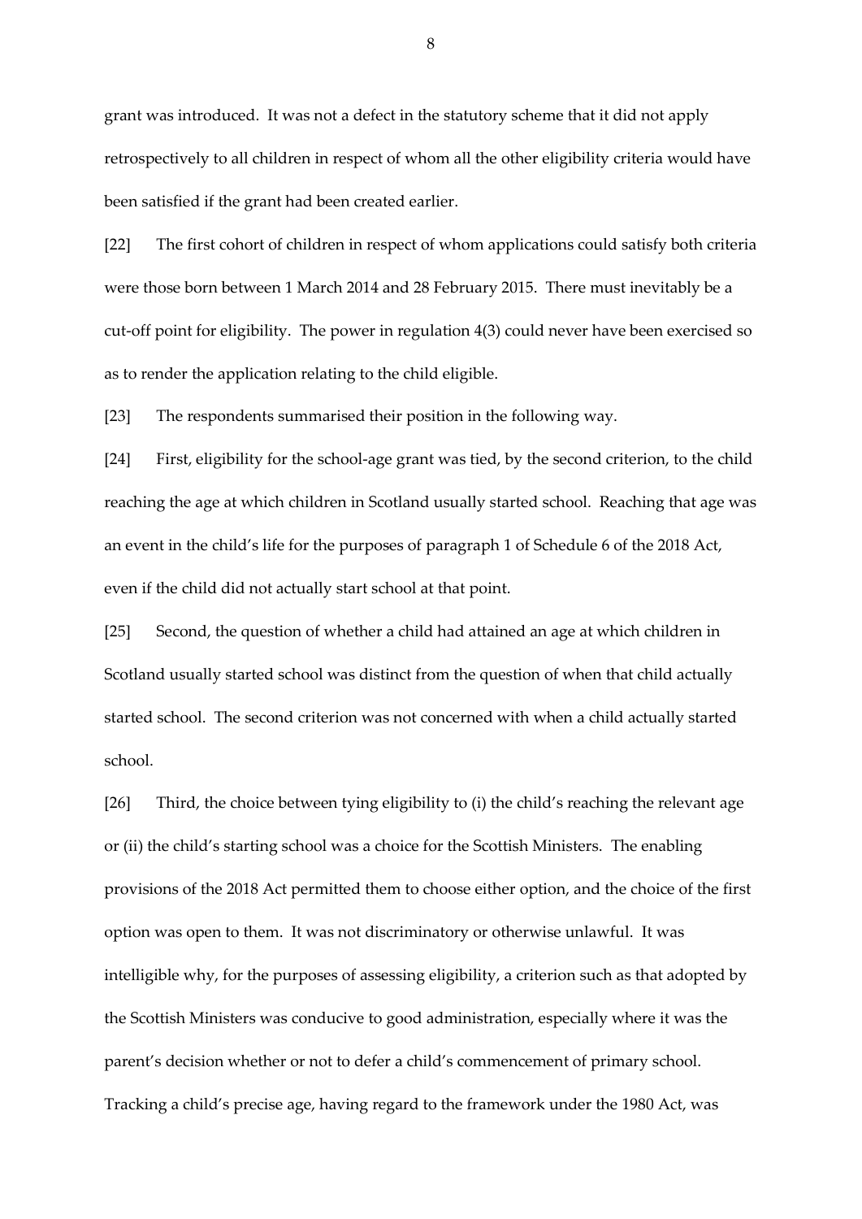grant was introduced. It was not a defect in the statutory scheme that it did not apply retrospectively to all children in respect of whom all the other eligibility criteria would have been satisfied if the grant had been created earlier.

[22] The first cohort of children in respect of whom applications could satisfy both criteria were those born between 1 March 2014 and 28 February 2015. There must inevitably be a cut-off point for eligibility. The power in regulation 4(3) could never have been exercised so as to render the application relating to the child eligible.

[23] The respondents summarised their position in the following way.

[24] First, eligibility for the school-age grant was tied, by the second criterion, to the child reaching the age at which children in Scotland usually started school. Reaching that age was an event in the child's life for the purposes of paragraph 1 of Schedule 6 of the 2018 Act, even if the child did not actually start school at that point.

[25] Second, the question of whether a child had attained an age at which children in Scotland usually started school was distinct from the question of when that child actually started school. The second criterion was not concerned with when a child actually started school.

[26] Third, the choice between tying eligibility to (i) the child's reaching the relevant age or (ii) the child's starting school was a choice for the Scottish Ministers. The enabling provisions of the 2018 Act permitted them to choose either option, and the choice of the first option was open to them. It was not discriminatory or otherwise unlawful. It was intelligible why, for the purposes of assessing eligibility, a criterion such as that adopted by the Scottish Ministers was conducive to good administration, especially where it was the parent's decision whether or not to defer a child's commencement of primary school. Tracking a child's precise age, having regard to the framework under the 1980 Act, was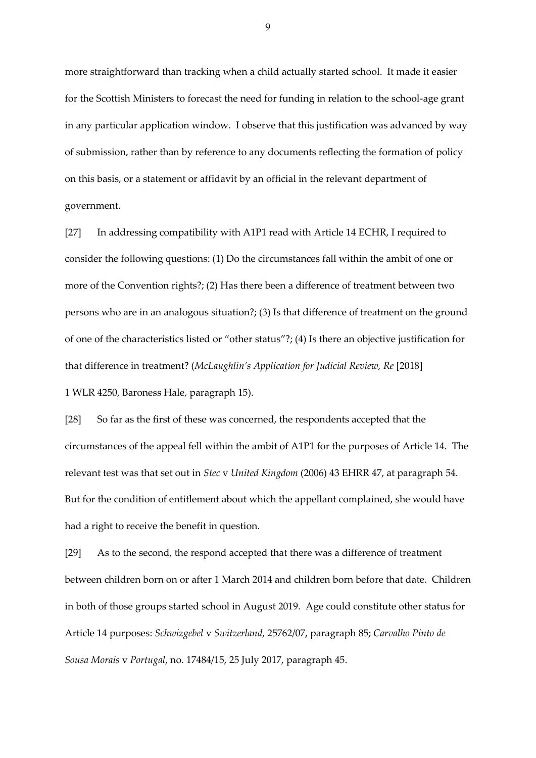more straightforward than tracking when a child actually started school. It made it easier for the Scottish Ministers to forecast the need for funding in relation to the school-age grant in any particular application window. I observe that this justification was advanced by way of submission, rather than by reference to any documents reflecting the formation of policy on this basis, or a statement or affidavit by an official in the relevant department of government.

[27] In addressing compatibility with A1P1 read with Article 14 ECHR, I required to consider the following questions: (1) Do the circumstances fall within the ambit of one or more of the Convention rights?; (2) Has there been a difference of treatment between two persons who are in an analogous situation?; (3) Is that difference of treatment on the ground of one of the characteristics listed or "other status"?; (4) Is there an objective justification for that difference in treatment? (*McLaughlin's Application for Judicial Review, Re* [2018] 1 WLR 4250, Baroness Hale, paragraph 15).

[28] So far as the first of these was concerned, the respondents accepted that the circumstances of the appeal fell within the ambit of A1P1 for the purposes of Article 14. The relevant test was that set out in *Stec* v *United Kingdom* (2006) 43 EHRR 47, at paragraph 54. But for the condition of entitlement about which the appellant complained, she would have had a right to receive the benefit in question.

[29] As to the second, the respond accepted that there was a difference of treatment between children born on or after 1 March 2014 and children born before that date. Children in both of those groups started school in August 2019. Age could constitute other status for Article 14 purposes: *Schwizgebel* v *Switzerland*, 25762/07, paragraph 85; *Carvalho Pinto de Sousa Morais* v *Portugal*, no. 17484/15, 25 July 2017, paragraph 45.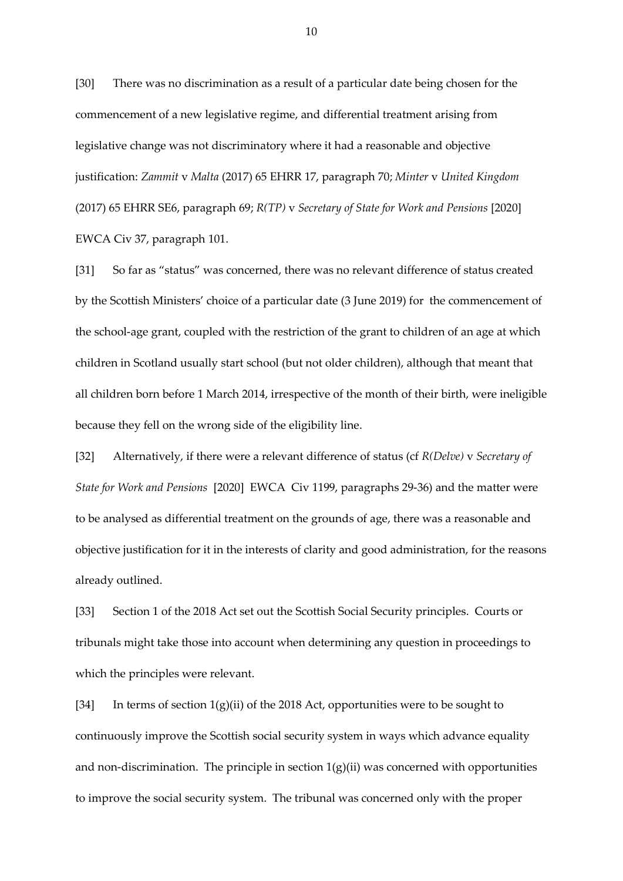[30] There was no discrimination as a result of a particular date being chosen for the commencement of a new legislative regime, and differential treatment arising from legislative change was not discriminatory where it had a reasonable and objective justification: *Zammit* v *Malta* (2017) 65 EHRR 17, paragraph 70; *Minter* v *United Kingdom* (2017) 65 EHRR SE6, paragraph 69; *R(TP)* v *Secretary of State for Work and Pensions* [2020] EWCA Civ 37, paragraph 101.

[31] So far as "status" was concerned, there was no relevant difference of status created by the Scottish Ministers' choice of a particular date (3 June 2019) for the commencement of the school-age grant, coupled with the restriction of the grant to children of an age at which children in Scotland usually start school (but not older children), although that meant that all children born before 1 March 2014, irrespective of the month of their birth, were ineligible because they fell on the wrong side of the eligibility line.

[32] Alternatively, if there were a relevant difference of status (cf *R(Delve)* v *Secretary of State for Work and Pensions* [2020] EWCA Civ 1199, paragraphs 29-36) and the matter were to be analysed as differential treatment on the grounds of age, there was a reasonable and objective justification for it in the interests of clarity and good administration, for the reasons already outlined.

[33] Section 1 of the 2018 Act set out the Scottish Social Security principles. Courts or tribunals might take those into account when determining any question in proceedings to which the principles were relevant.

[34] In terms of section 1(g)(ii) of the 2018 Act, opportunities were to be sought to continuously improve the Scottish social security system in ways which advance equality and non-discrimination. The principle in section 1(g)(ii) was concerned with opportunities to improve the social security system. The tribunal was concerned only with the proper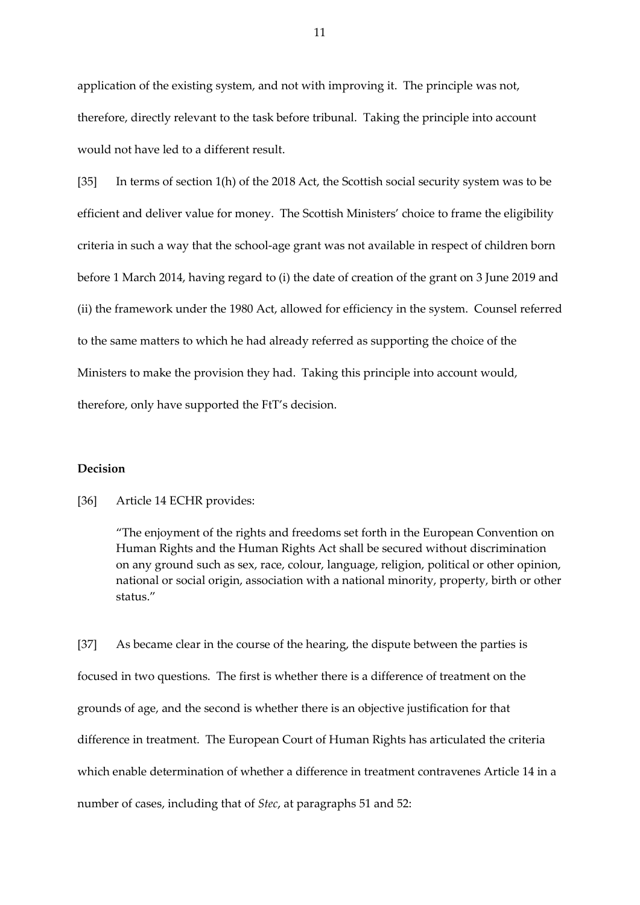application of the existing system, and not with improving it. The principle was not, therefore, directly relevant to the task before tribunal. Taking the principle into account would not have led to a different result.

[35] In terms of section 1(h) of the 2018 Act, the Scottish social security system was to be efficient and deliver value for money. The Scottish Ministers' choice to frame the eligibility criteria in such a way that the school-age grant was not available in respect of children born before 1 March 2014, having regard to (i) the date of creation of the grant on 3 June 2019 and (ii) the framework under the 1980 Act, allowed for efficiency in the system. Counsel referred to the same matters to which he had already referred as supporting the choice of the Ministers to make the provision they had. Taking this principle into account would, therefore, only have supported the FtT's decision.

**Decision**

[36] Article 14 ECHR provides:

> "The enjoyment of the rights and freedoms set forth in the European Convention on Human Rights and the Human Rights Act shall be secured without discrimination on any ground such as sex, race, colour, language, religion, political or other opinion, national or social origin, association with a national minority, property, birth or other status."

[37] As became clear in the course of the hearing, the dispute between the parties is focused in two questions. The first is whether there is a difference of treatment on the grounds of age, and the second is whether there is an objective justification for that difference in treatment. The European Court of Human Rights has articulated the criteria which enable determination of whether a difference in treatment contravenes Article 14 in a number of cases, including that of *Stec*, at paragraphs 51 and 52: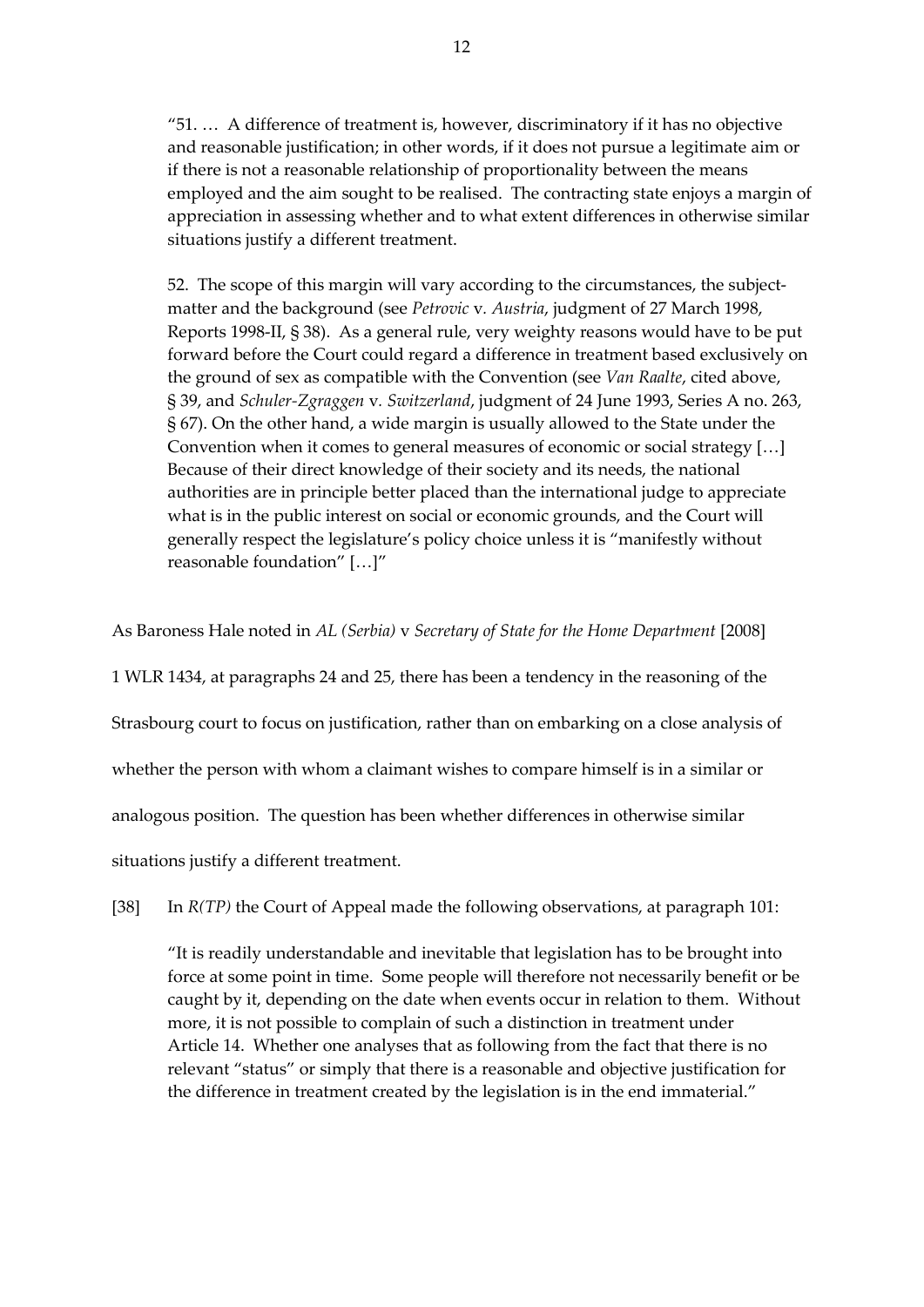> "51. … A difference of treatment is, however, discriminatory if it has no objective and reasonable justification; in other words, if it does not pursue a legitimate aim or if there is not a reasonable relationship of proportionality between the means employed and the aim sought to be realised. The contracting state enjoys a margin of appreciation in assessing whether and to what extent differences in otherwise similar situations justify a different treatment.
>
> 52. The scope of this margin will vary according to the circumstances, the subject-matter and the background (see *Petrovic* v. *Austria*, judgment of 27 March 1998, Reports 1998-II, § 38). As a general rule, very weighty reasons would have to be put forward before the Court could regard a difference in treatment based exclusively on the ground of sex as compatible with the Convention (see *Van Raalte*, cited above, § 39, and *Schuler-Zgraggen* v. *Switzerland*, judgment of 24 June 1993, Series A no. 263, § 67). On the other hand, a wide margin is usually allowed to the State under the Convention when it comes to general measures of economic or social strategy […] Because of their direct knowledge of their society and its needs, the national authorities are in principle better placed than the international judge to appreciate what is in the public interest on social or economic grounds, and the Court will generally respect the legislature's policy choice unless it is "manifestly without reasonable foundation" […]"

As Baroness Hale noted in *AL (Serbia)* v *Secretary of State for the Home Department* [2008] 1 WLR 1434, at paragraphs 24 and 25, there has been a tendency in the reasoning of the Strasbourg court to focus on justification, rather than on embarking on a close analysis of whether the person with whom a claimant wishes to compare himself is in a similar or analogous position. The question has been whether differences in otherwise similar situations justify a different treatment.

[38] In *R(TP)* the Court of Appeal made the following observations, at paragraph 101:

> "It is readily understandable and inevitable that legislation has to be brought into force at some point in time. Some people will therefore not necessarily benefit or be caught by it, depending on the date when events occur in relation to them. Without more, it is not possible to complain of such a distinction in treatment under Article 14. Whether one analyses that as following from the fact that there is no relevant "status" or simply that there is a reasonable and objective justification for the difference in treatment created by the legislation is in the end immaterial."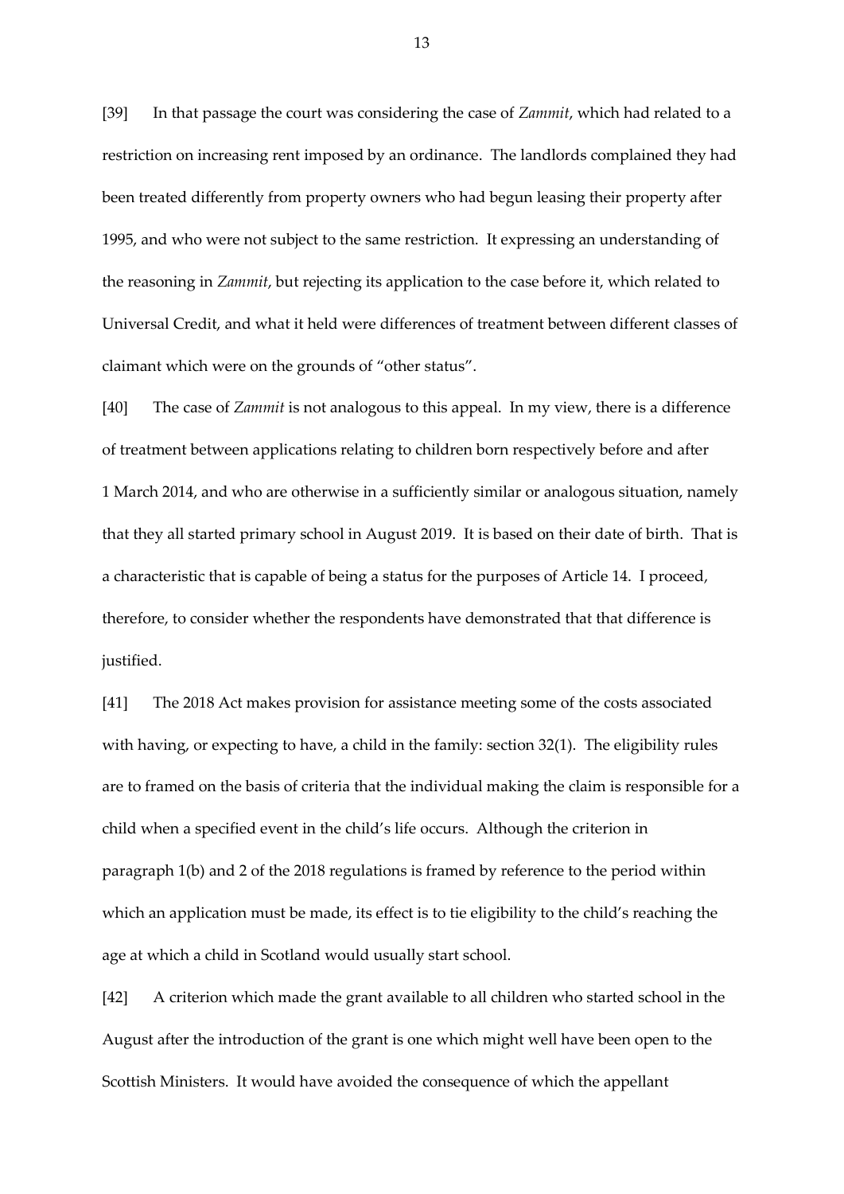[39] In that passage the court was considering the case of *Zammit*, which had related to a restriction on increasing rent imposed by an ordinance. The landlords complained they had been treated differently from property owners who had begun leasing their property after 1995, and who were not subject to the same restriction. It expressing an understanding of the reasoning in *Zammit*, but rejecting its application to the case before it, which related to Universal Credit, and what it held were differences of treatment between different classes of claimant which were on the grounds of "other status".

[40] The case of *Zammit* is not analogous to this appeal. In my view, there is a difference of treatment between applications relating to children born respectively before and after 1 March 2014, and who are otherwise in a sufficiently similar or analogous situation, namely that they all started primary school in August 2019. It is based on their date of birth. That is a characteristic that is capable of being a status for the purposes of Article 14. I proceed, therefore, to consider whether the respondents have demonstrated that that difference is justified.

[41] The 2018 Act makes provision for assistance meeting some of the costs associated with having, or expecting to have, a child in the family: section 32(1). The eligibility rules are to framed on the basis of criteria that the individual making the claim is responsible for a child when a specified event in the child's life occurs. Although the criterion in paragraph 1(b) and 2 of the 2018 regulations is framed by reference to the period within which an application must be made, its effect is to tie eligibility to the child's reaching the age at which a child in Scotland would usually start school.

[42] A criterion which made the grant available to all children who started school in the August after the introduction of the grant is one which might well have been open to the Scottish Ministers. It would have avoided the consequence of which the appellant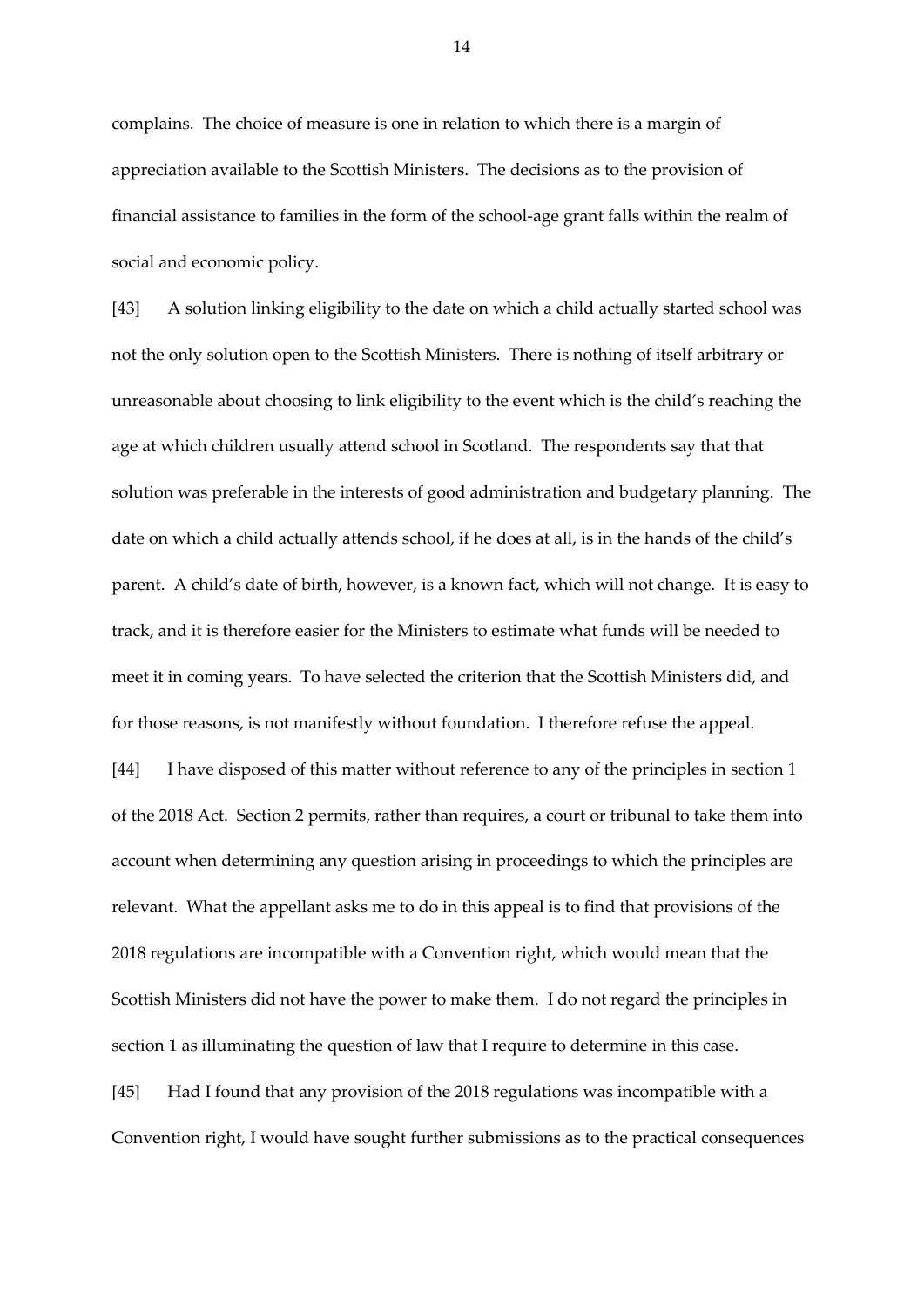complains. The choice of measure is one in relation to which there is a margin of appreciation available to the Scottish Ministers. The decisions as to the provision of financial assistance to families in the form of the school-age grant falls within the realm of social and economic policy.

[43] A solution linking eligibility to the date on which a child actually started school was not the only solution open to the Scottish Ministers. There is nothing of itself arbitrary or unreasonable about choosing to link eligibility to the event which is the child's reaching the age at which children usually attend school in Scotland. The respondents say that that solution was preferable in the interests of good administration and budgetary planning. The date on which a child actually attends school, if he does at all, is in the hands of the child's parent. A child's date of birth, however, is a known fact, which will not change. It is easy to track, and it is therefore easier for the Ministers to estimate what funds will be needed to meet it in coming years. To have selected the criterion that the Scottish Ministers did, and for those reasons, is not manifestly without foundation. I therefore refuse the appeal.

[44] I have disposed of this matter without reference to any of the principles in section 1 of the 2018 Act. Section 2 permits, rather than requires, a court or tribunal to take them into account when determining any question arising in proceedings to which the principles are relevant. What the appellant asks me to do in this appeal is to find that provisions of the 2018 regulations are incompatible with a Convention right, which would mean that the Scottish Ministers did not have the power to make them. I do not regard the principles in section 1 as illuminating the question of law that I require to determine in this case.

[45] Had I found that any provision of the 2018 regulations was incompatible with a Convention right, I would have sought further submissions as to the practical consequences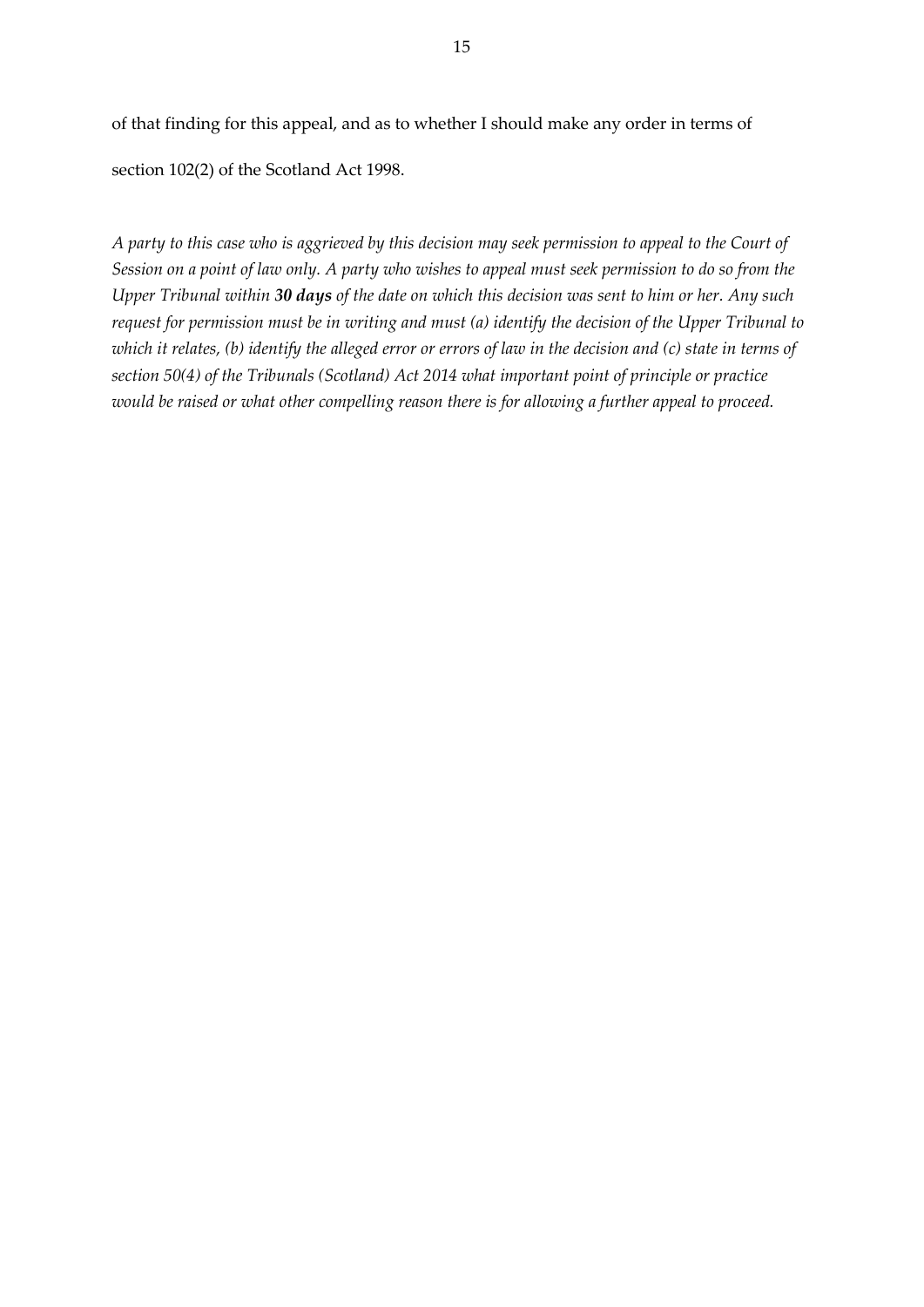of that finding for this appeal, and as to whether I should make any order in terms of section 102(2) of the Scotland Act 1998.

*A party to this case who is aggrieved by this decision may seek permission to appeal to the Court of Session on a point of law only. A party who wishes to appeal must seek permission to do so from the Upper Tribunal within **30 days** of the date on which this decision was sent to him or her. Any such request for permission must be in writing and must (a) identify the decision of the Upper Tribunal to which it relates, (b) identify the alleged error or errors of law in the decision and (c) state in terms of section 50(4) of the Tribunals (Scotland) Act 2014 what important point of principle or practice would be raised or what other compelling reason there is for allowing a further appeal to proceed.*